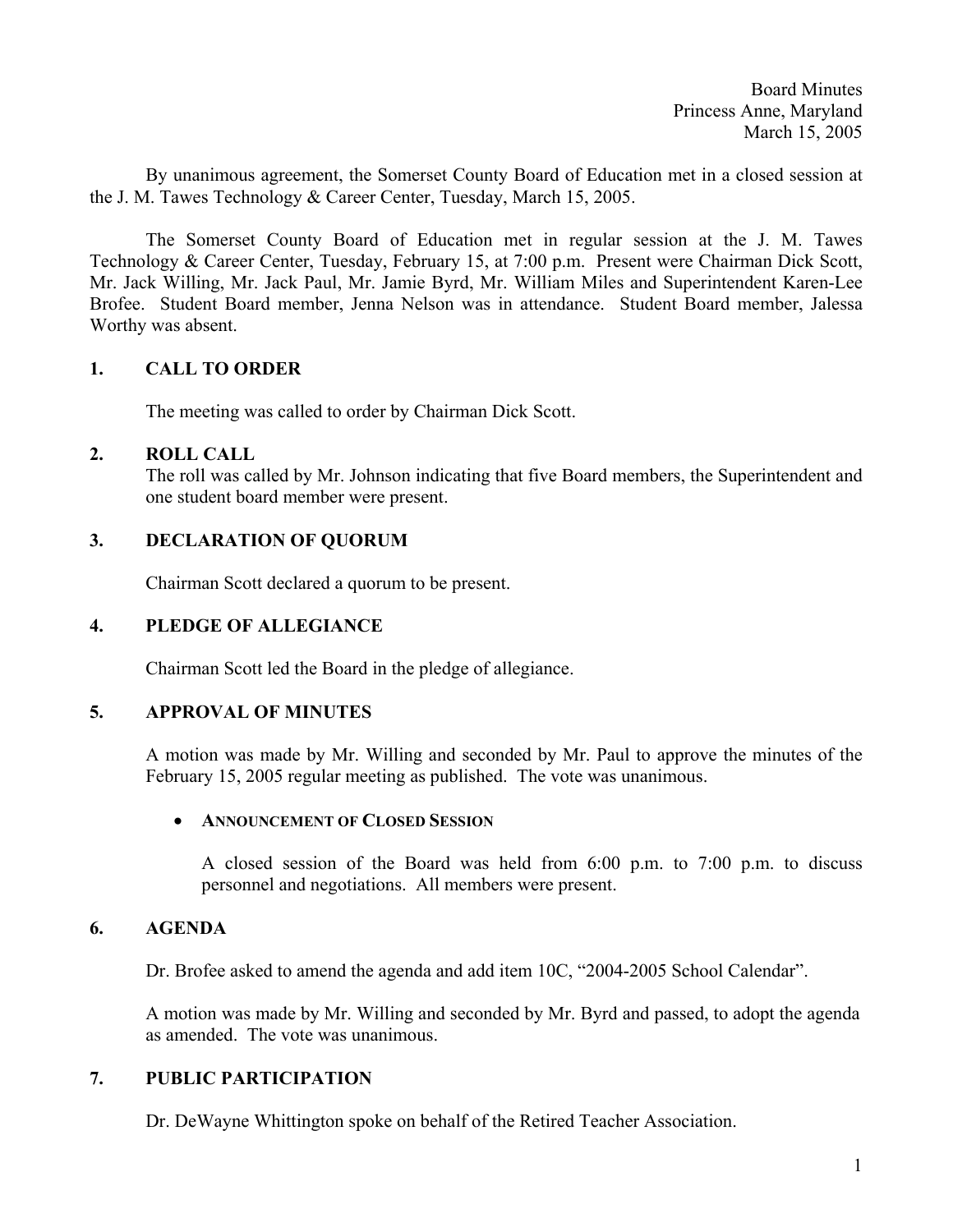Board Minutes
Princess Anne, Maryland
March 15, 2005

By unanimous agreement, the Somerset County Board of Education met in a closed session at the J. M. Tawes Technology & Career Center, Tuesday, March 15, 2005.

The Somerset County Board of Education met in regular session at the J. M. Tawes Technology & Career Center, Tuesday, February 15, at 7:00 p.m. Present were Chairman Dick Scott, Mr. Jack Willing, Mr. Jack Paul, Mr. Jamie Byrd, Mr. William Miles and Superintendent Karen-Lee Brofee. Student Board member, Jenna Nelson was in attendance. Student Board member, Jalessa Worthy was absent.

## 1. CALL TO ORDER

The meeting was called to order by Chairman Dick Scott.

## 2. ROLL CALL

The roll was called by Mr. Johnson indicating that five Board members, the Superintendent and one student board member were present.

## 3. DECLARATION OF QUORUM

Chairman Scott declared a quorum to be present.

## 4. PLEDGE OF ALLEGIANCE

Chairman Scott led the Board in the pledge of allegiance.

## 5. APPROVAL OF MINUTES

A motion was made by Mr. Willing and seconded by Mr. Paul to approve the minutes of the February 15, 2005 regular meeting as published. The vote was unanimous.

- **ANNOUNCEMENT OF CLOSED SESSION**

  A closed session of the Board was held from 6:00 p.m. to 7:00 p.m. to discuss personnel and negotiations. All members were present.

## 6. AGENDA

Dr. Brofee asked to amend the agenda and add item 10C, "2004-2005 School Calendar".

A motion was made by Mr. Willing and seconded by Mr. Byrd and passed, to adopt the agenda as amended. The vote was unanimous.

## 7. PUBLIC PARTICIPATION

Dr. DeWayne Whittington spoke on behalf of the Retired Teacher Association.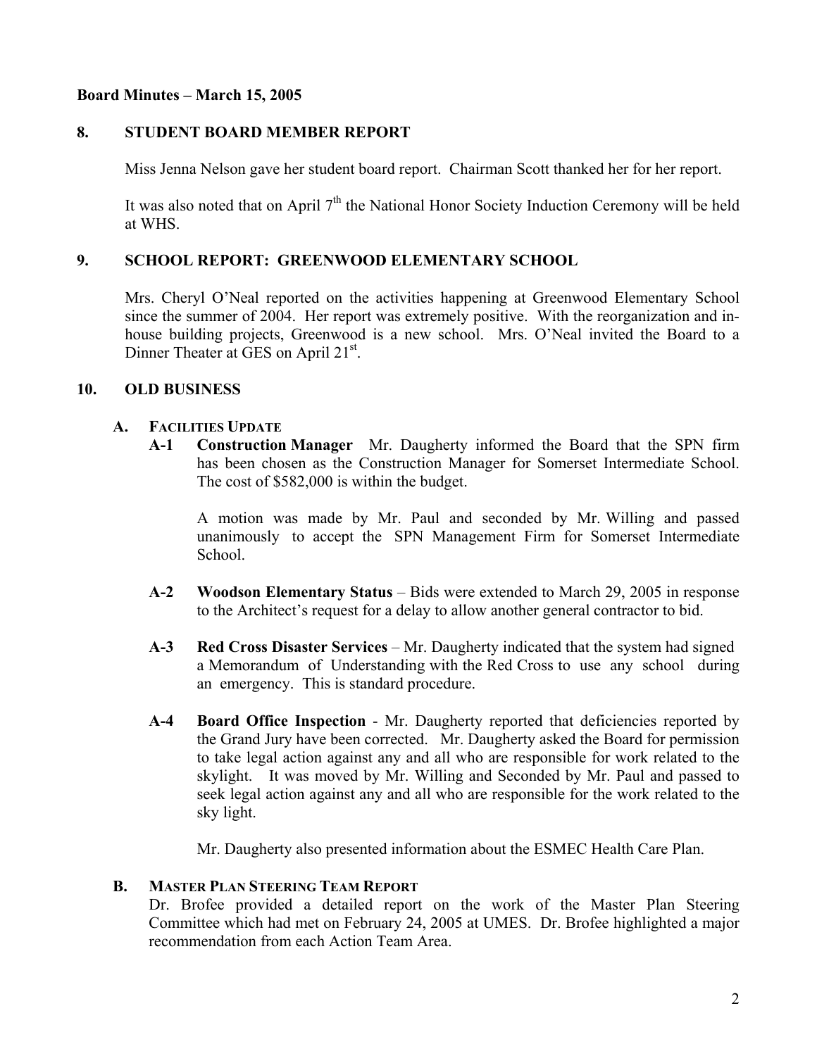**Board Minutes – March 15, 2005**

## 8. STUDENT BOARD MEMBER REPORT

Miss Jenna Nelson gave her student board report. Chairman Scott thanked her for her report.

It was also noted that on April 7th the National Honor Society Induction Ceremony will be held at WHS.

## 9. SCHOOL REPORT: GREENWOOD ELEMENTARY SCHOOL

Mrs. Cheryl O'Neal reported on the activities happening at Greenwood Elementary School since the summer of 2004. Her report was extremely positive. With the reorganization and in-house building projects, Greenwood is a new school. Mrs. O'Neal invited the Board to a Dinner Theater at GES on April 21st.

## 10. OLD BUSINESS

### A. FACILITIES UPDATE

**A-1 Construction Manager** Mr. Daugherty informed the Board that the SPN firm has been chosen as the Construction Manager for Somerset Intermediate School. The cost of $582,000 is within the budget.

A motion was made by Mr. Paul and seconded by Mr. Willing and passed unanimously to accept the SPN Management Firm for Somerset Intermediate School.

**A-2 Woodson Elementary Status** – Bids were extended to March 29, 2005 in response to the Architect's request for a delay to allow another general contractor to bid.

**A-3 Red Cross Disaster Services** – Mr. Daugherty indicated that the system had signed a Memorandum of Understanding with the Red Cross to use any school during an emergency. This is standard procedure.

**A-4 Board Office Inspection** - Mr. Daugherty reported that deficiencies reported by the Grand Jury have been corrected. Mr. Daugherty asked the Board for permission to take legal action against any and all who are responsible for work related to the skylight. It was moved by Mr. Willing and Seconded by Mr. Paul and passed to seek legal action against any and all who are responsible for the work related to the sky light.

Mr. Daugherty also presented information about the ESMEC Health Care Plan.

### B. MASTER PLAN STEERING TEAM REPORT

Dr. Brofee provided a detailed report on the work of the Master Plan Steering Committee which had met on February 24, 2005 at UMES. Dr. Brofee highlighted a major recommendation from each Action Team Area.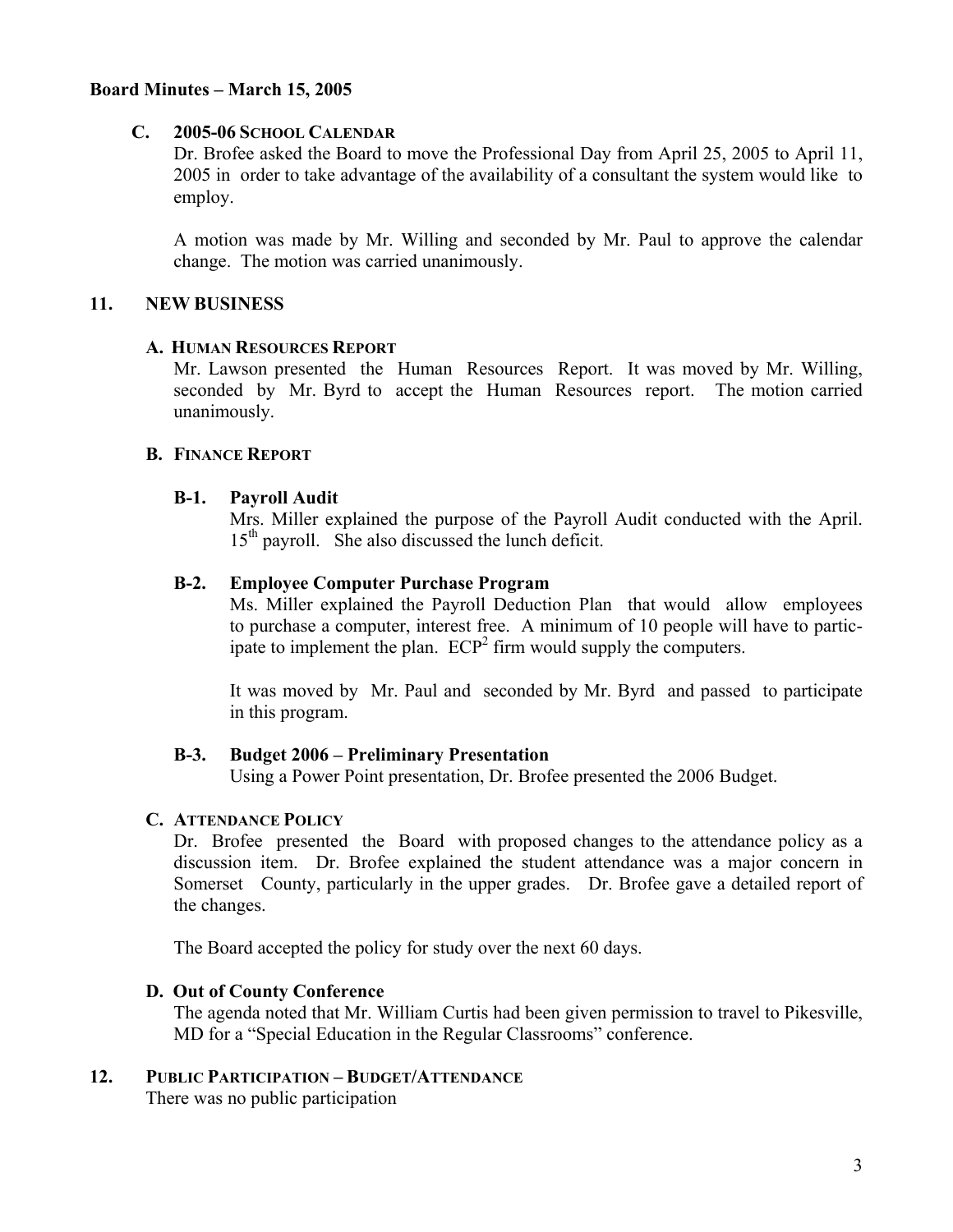**Board Minutes – March 15, 2005**

### C. 2005-06 School Calendar

Dr. Brofee asked the Board to move the Professional Day from April 25, 2005 to April 11, 2005 in order to take advantage of the availability of a consultant the system would like to employ.

A motion was made by Mr. Willing and seconded by Mr. Paul to approve the calendar change. The motion was carried unanimously.

## 11. NEW BUSINESS

### A. Human Resources Report

Mr. Lawson presented the Human Resources Report. It was moved by Mr. Willing, seconded by Mr. Byrd to accept the Human Resources report. The motion carried unanimously.

### B. Finance Report

#### B-1. Payroll Audit

Mrs. Miller explained the purpose of the Payroll Audit conducted with the April. 15th payroll. She also discussed the lunch deficit.

#### B-2. Employee Computer Purchase Program

Ms. Miller explained the Payroll Deduction Plan that would allow employees to purchase a computer, interest free. A minimum of 10 people will have to participate to implement the plan. $ECP^2$ firm would supply the computers.

It was moved by Mr. Paul and seconded by Mr. Byrd and passed to participate in this program.

#### B-3. Budget 2006 – Preliminary Presentation

Using a Power Point presentation, Dr. Brofee presented the 2006 Budget.

### C. Attendance Policy

Dr. Brofee presented the Board with proposed changes to the attendance policy as a discussion item. Dr. Brofee explained the student attendance was a major concern in Somerset County, particularly in the upper grades. Dr. Brofee gave a detailed report of the changes.

The Board accepted the policy for study over the next 60 days.

### D. Out of County Conference

The agenda noted that Mr. William Curtis had been given permission to travel to Pikesville, MD for a "Special Education in the Regular Classrooms" conference.

## 12. Public Participation – Budget/Attendance

There was no public participation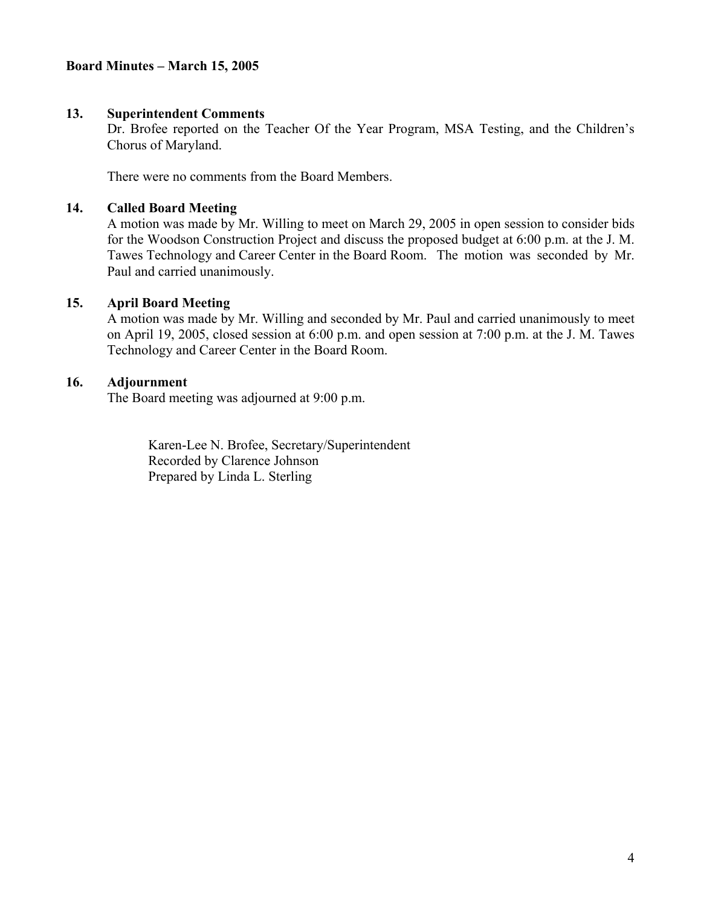**Board Minutes – March 15, 2005**

**13. Superintendent Comments**

Dr. Brofee reported on the Teacher Of the Year Program, MSA Testing, and the Children's Chorus of Maryland.

There were no comments from the Board Members.

**14. Called Board Meeting**

A motion was made by Mr. Willing to meet on March 29, 2005 in open session to consider bids for the Woodson Construction Project and discuss the proposed budget at 6:00 p.m. at the J. M. Tawes Technology and Career Center in the Board Room. The motion was seconded by Mr. Paul and carried unanimously.

**15. April Board Meeting**

A motion was made by Mr. Willing and seconded by Mr. Paul and carried unanimously to meet on April 19, 2005, closed session at 6:00 p.m. and open session at 7:00 p.m. at the J. M. Tawes Technology and Career Center in the Board Room.

**16. Adjournment**

The Board meeting was adjourned at 9:00 p.m.

Karen-Lee N. Brofee, Secretary/Superintendent
Recorded by Clarence Johnson
Prepared by Linda L. Sterling